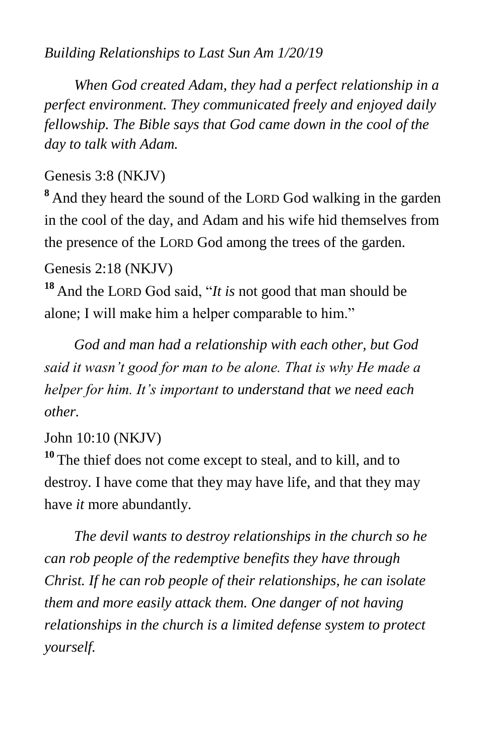*Building Relationships to Last Sun Am 1/20/19*

*When God created Adam, they had a perfect relationship in a perfect environment. They communicated freely and enjoyed daily fellowship. The Bible says that God came down in the cool of the day to talk with Adam.*

Genesis 3:8 (NKJV)

[8] And they heard the sound of the LORD God walking in the garden in the cool of the day, and Adam and his wife hid themselves from the presence of the LORD God among the trees of the garden.

Genesis 2:18 (NKJV)

[18] And the LORD God said, "*It is* not good that man should be alone; I will make him a helper comparable to him."

*God and man had a relationship with each other, but God said it wasn't good for man to be alone. That is why He made a helper for him. It's important to understand that we need each other.*

John 10:10 (NKJV)

[10] The thief does not come except to steal, and to kill, and to destroy. I have come that they may have life, and that they may have *it* more abundantly.

*The devil wants to destroy relationships in the church so he can rob people of the redemptive benefits they have through Christ. If he can rob people of their relationships, he can isolate them and more easily attack them. One danger of not having relationships in the church is a limited defense system to protect yourself.*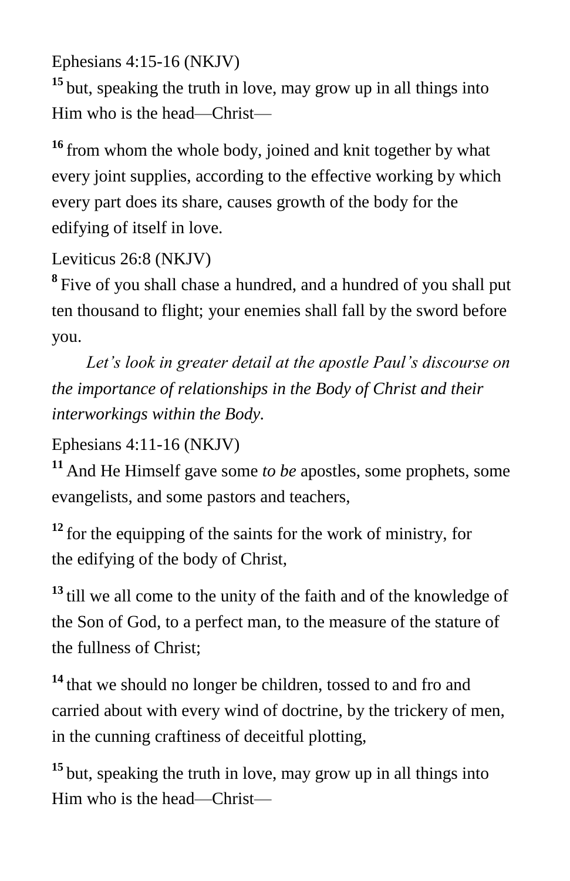Ephesians 4:15-16 (NKJV)

[15] but, speaking the truth in love, may grow up in all things into Him who is the head—Christ—

[16] from whom the whole body, joined and knit together by what every joint supplies, according to the effective working by which every part does its share, causes growth of the body for the edifying of itself in love.

Leviticus 26:8 (NKJV)

[8] Five of you shall chase a hundred, and a hundred of you shall put ten thousand to flight; your enemies shall fall by the sword before you.

*Let's look in greater detail at the apostle Paul's discourse on the importance of relationships in the Body of Christ and their interworkings within the Body.*

Ephesians 4:11-16 (NKJV)

[11] And He Himself gave some *to be* apostles, some prophets, some evangelists, and some pastors and teachers,

[12] for the equipping of the saints for the work of ministry, for the edifying of the body of Christ,

[13] till we all come to the unity of the faith and of the knowledge of the Son of God, to a perfect man, to the measure of the stature of the fullness of Christ;

[14] that we should no longer be children, tossed to and fro and carried about with every wind of doctrine, by the trickery of men, in the cunning craftiness of deceitful plotting,

[15] but, speaking the truth in love, may grow up in all things into Him who is the head—Christ—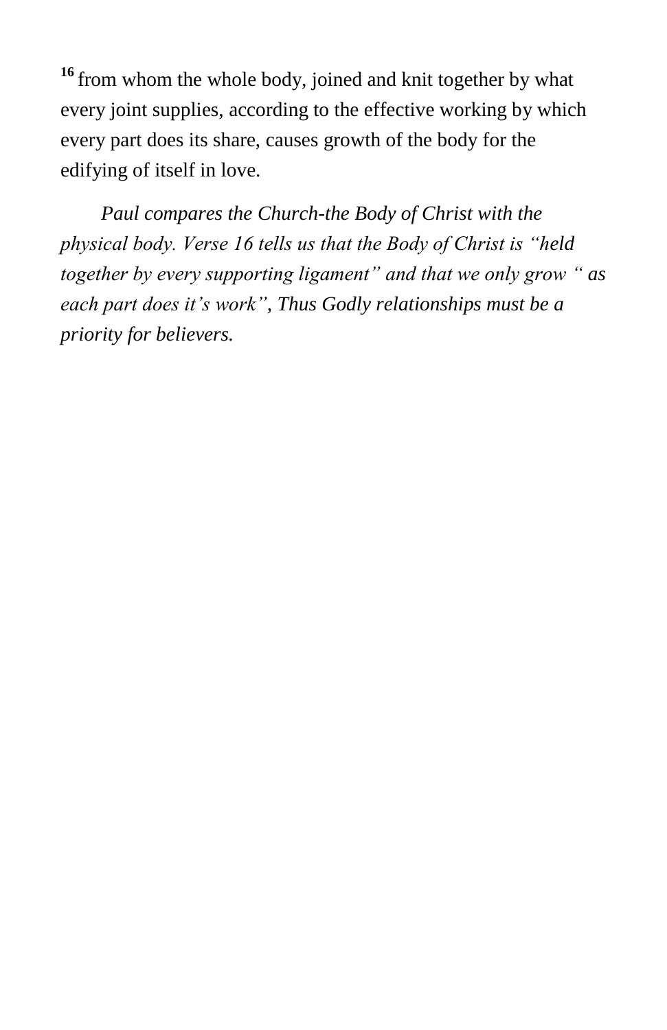[16] from whom the whole body, joined and knit together by what every joint supplies, according to the effective working by which every part does its share, causes growth of the body for the edifying of itself in love.

*Paul compares the Church-the Body of Christ with the physical body. Verse 16 tells us that the Body of Christ is "held together by every supporting ligament" and that we only grow " as each part does it's work", Thus Godly relationships must be a priority for believers.*